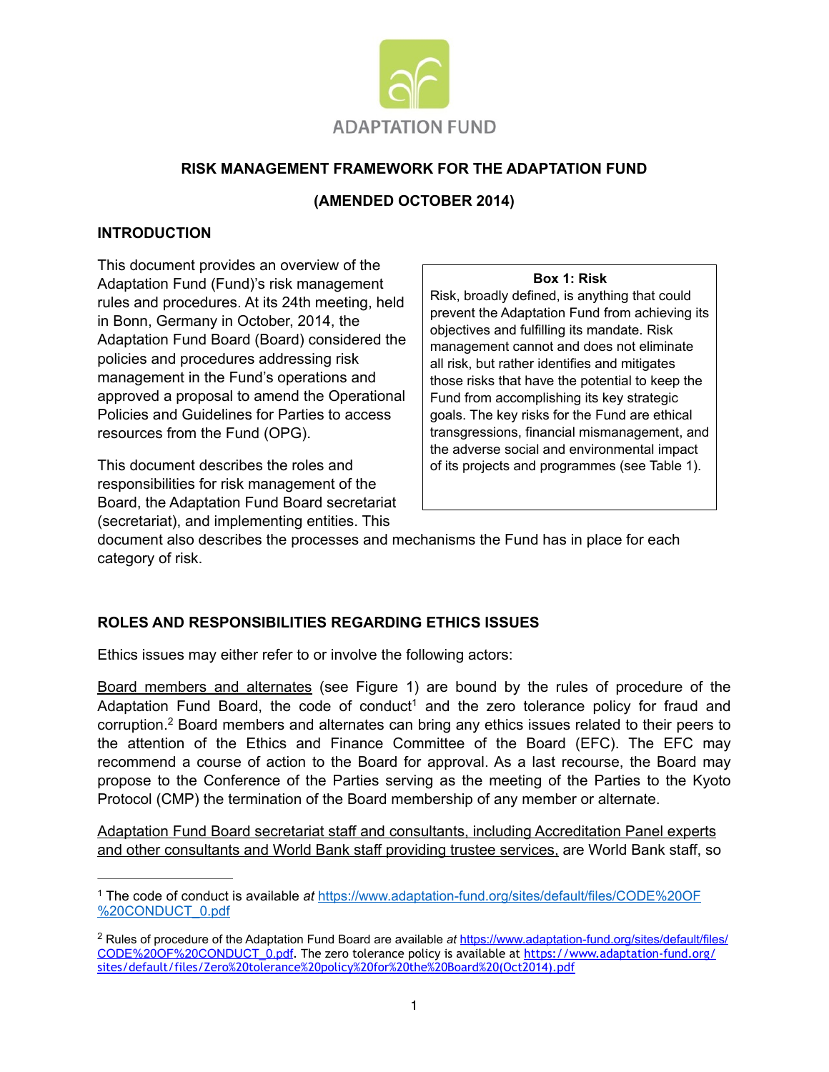ADAPTATION FUND

# RISK MANAGEMENT FRAMEWORK FOR THE ADAPTATION FUND

## (AMENDED OCTOBER 2014)

## INTRODUCTION

This document provides an overview of the Adaptation Fund (Fund)'s risk management rules and procedures. At its 24th meeting, held in Bonn, Germany in October, 2014, the Adaptation Fund Board (Board) considered the policies and procedures addressing risk management in the Fund's operations and approved a proposal to amend the Operational Policies and Guidelines for Parties to access resources from the Fund (OPG).

This document describes the roles and responsibilities for risk management of the Board, the Adaptation Fund Board secretariat (secretariat), and implementing entities. This document also describes the processes and mechanisms the Fund has in place for each category of risk.

> **Box 1: Risk**
>
> Risk, broadly defined, is anything that could prevent the Adaptation Fund from achieving its objectives and fulfilling its mandate. Risk management cannot and does not eliminate all risk, but rather identifies and mitigates those risks that have the potential to keep the Fund from accomplishing its key strategic goals. The key risks for the Fund are ethical transgressions, financial mismanagement, and the adverse social and environmental impact of its projects and programmes (see Table 1).

## ROLES AND RESPONSIBILITIES REGARDING ETHICS ISSUES

Ethics issues may either refer to or involve the following actors:

Board members and alternates (see Figure 1) are bound by the rules of procedure of the Adaptation Fund Board, the code of conduct[1] and the zero tolerance policy for fraud and corruption.[2] Board members and alternates can bring any ethics issues related to their peers to the attention of the Ethics and Finance Committee of the Board (EFC). The EFC may recommend a course of action to the Board for approval. As a last recourse, the Board may propose to the Conference of the Parties serving as the meeting of the Parties to the Kyoto Protocol (CMP) the termination of the Board membership of any member or alternate.

Adaptation Fund Board secretariat staff and consultants, including Accreditation Panel experts and other consultants and World Bank staff providing trustee services, are World Bank staff, so

---

[1] The code of conduct is available *at* https://www.adaptation-fund.org/sites/default/files/CODE%20OF%20CONDUCT_0.pdf

[2] Rules of procedure of the Adaptation Fund Board are available *at* https://www.adaptation-fund.org/sites/default/files/CODE%20OF%20CONDUCT_0.pdf. The zero tolerance policy is available at https://www.adaptation-fund.org/sites/default/files/Zero%20tolerance%20policy%20for%20the%20Board%20(Oct2014).pdf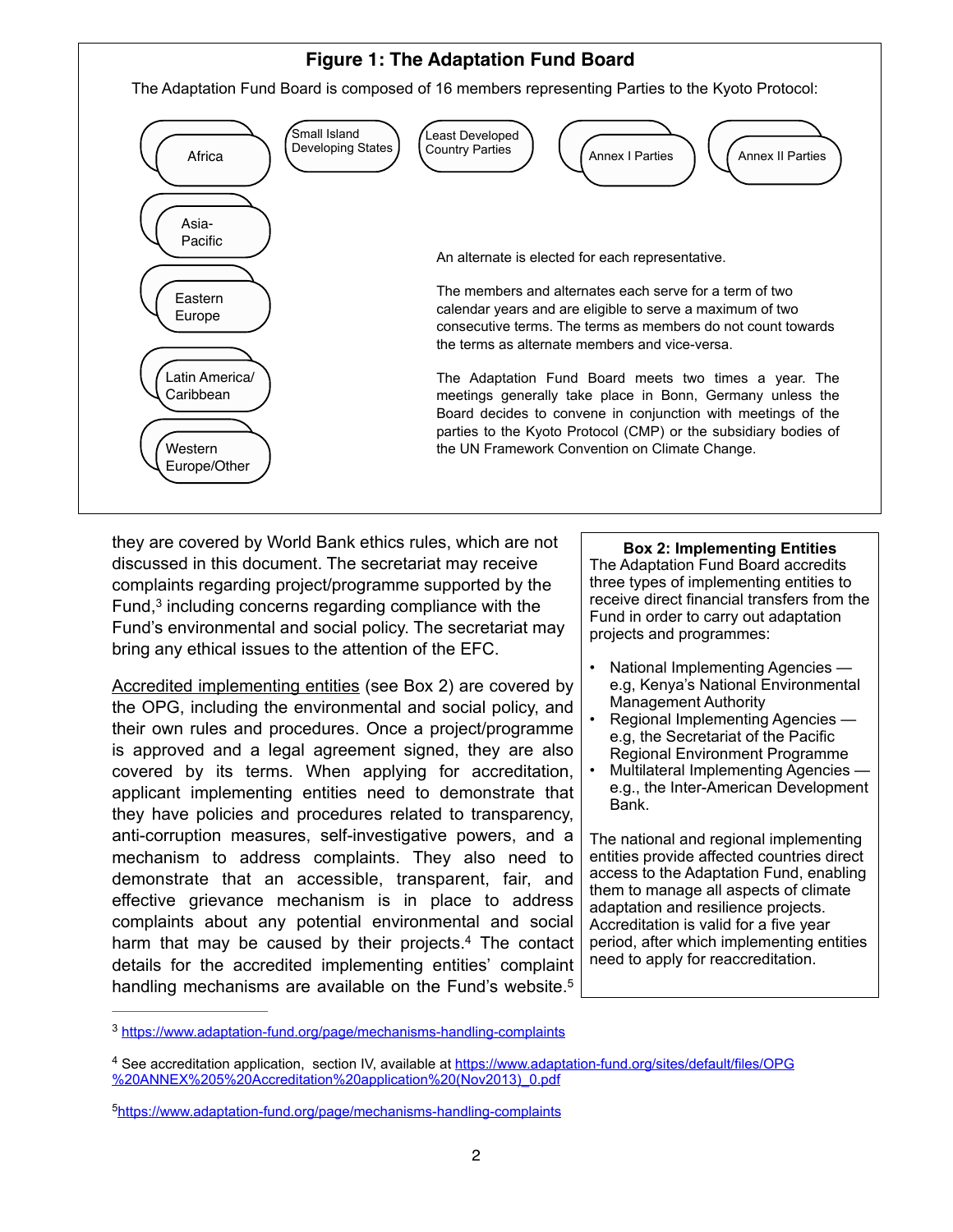**Figure 1: The Adaptation Fund Board**

The Adaptation Fund Board is composed of 16 members representing Parties to the Kyoto Protocol:

- Africa
- Asia-Pacific
- Eastern Europe
- Latin America/ Caribbean
- Western Europe/Other
- Small Island Developing States
- Least Developed Country Parties
- Annex I Parties
- Annex II Parties

An alternate is elected for each representative.

The members and alternates each serve for a term of two calendar years and are eligible to serve a maximum of two consecutive terms. The terms as members do not count towards the terms as alternate members and vice-versa.

The Adaptation Fund Board meets two times a year. The meetings generally take place in Bonn, Germany unless the Board decides to convene in conjunction with meetings of the parties to the Kyoto Protocol (CMP) or the subsidiary bodies of the UN Framework Convention on Climate Change.

they are covered by World Bank ethics rules, which are not discussed in this document. The secretariat may receive complaints regarding project/programme supported by the Fund,[3] including concerns regarding compliance with the Fund's environmental and social policy. The secretariat may bring any ethical issues to the attention of the EFC.

Accredited implementing entities (see Box 2) are covered by the OPG, including the environmental and social policy, and their own rules and procedures. Once a project/programme is approved and a legal agreement signed, they are also covered by its terms. When applying for accreditation, applicant implementing entities need to demonstrate that they have policies and procedures related to transparency, anti-corruption measures, self-investigative powers, and a mechanism to address complaints. They also need to demonstrate that an accessible, transparent, fair, and effective grievance mechanism is in place to address complaints about any potential environmental and social harm that may be caused by their projects.[4] The contact details for the accredited implementing entities' complaint handling mechanisms are available on the Fund's website.[5]

**Box 2: Implementing Entities**

The Adaptation Fund Board accredits three types of implementing entities to receive direct financial transfers from the Fund in order to carry out adaptation projects and programmes:

- National Implementing Agencies — e.g, Kenya's National Environmental Management Authority
- Regional Implementing Agencies — e.g, the Secretariat of the Pacific Regional Environment Programme
- Multilateral Implementing Agencies — e.g., the Inter-American Development Bank.

The national and regional implementing entities provide affected countries direct access to the Adaptation Fund, enabling them to manage all aspects of climate adaptation and resilience projects. Accreditation is valid for a five year period, after which implementing entities need to apply for reaccreditation.

---

[3] https://www.adaptation-fund.org/page/mechanisms-handling-complaints

[4] See accreditation application, section IV, available at https://www.adaptation-fund.org/sites/default/files/OPG%20ANNEX%205%20Accreditation%20application%20(Nov2013)_0.pdf

[5] https://www.adaptation-fund.org/page/mechanisms-handling-complaints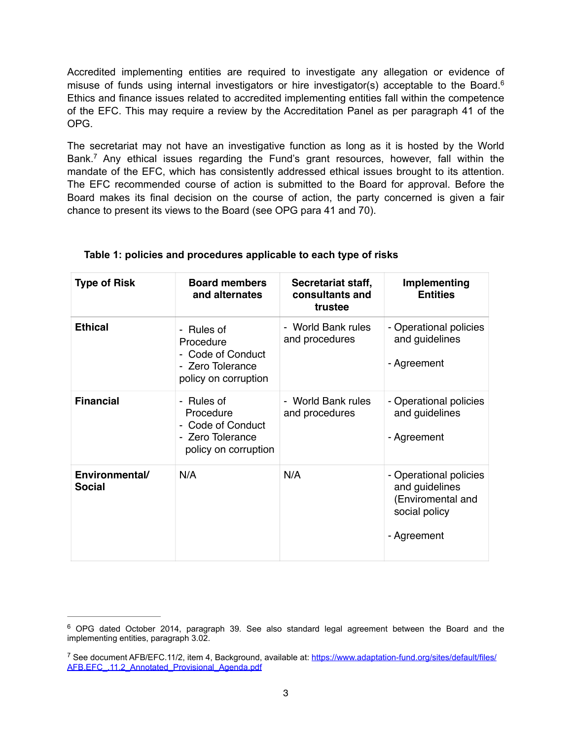Accredited implementing entities are required to investigate any allegation or evidence of misuse of funds using internal investigators or hire investigator(s) acceptable to the Board.[6] Ethics and finance issues related to accredited implementing entities fall within the competence of the EFC. This may require a review by the Accreditation Panel as per paragraph 41 of the OPG.

The secretariat may not have an investigative function as long as it is hosted by the World Bank.[7] Any ethical issues regarding the Fund's grant resources, however, fall within the mandate of the EFC, which has consistently addressed ethical issues brought to its attention. The EFC recommended course of action is submitted to the Board for approval. Before the Board makes its final decision on the course of action, the party concerned is given a fair chance to present its views to the Board (see OPG para 41 and 70).

**Table 1: policies and procedures applicable to each type of risks**

| Type of Risk | Board members and alternates | Secretariat staff, consultants and trustee | Implementing Entities |
|---|---|---|---|
| **Ethical** | - Rules of Procedure<br>- Code of Conduct<br>- Zero Tolerance policy on corruption | - World Bank rules and procedures | - Operational policies and guidelines<br><br>- Agreement |
| **Financial** | - Rules of Procedure<br>- Code of Conduct<br>- Zero Tolerance policy on corruption | - World Bank rules and procedures | - Operational policies and guidelines<br><br>- Agreement |
| **Environmental/ Social** | N/A | N/A | - Operational policies and guidelines (Enviromental and social policy<br><br>- Agreement |

---

[6] OPG dated October 2014, paragraph 39. See also standard legal agreement between the Board and the implementing entities, paragraph 3.02.

[7] See document AFB/EFC.11/2, item 4, Background, available at: https://www.adaptation-fund.org/sites/default/files/AFB.EFC_.11.2_Annotated_Provisional_Agenda.pdf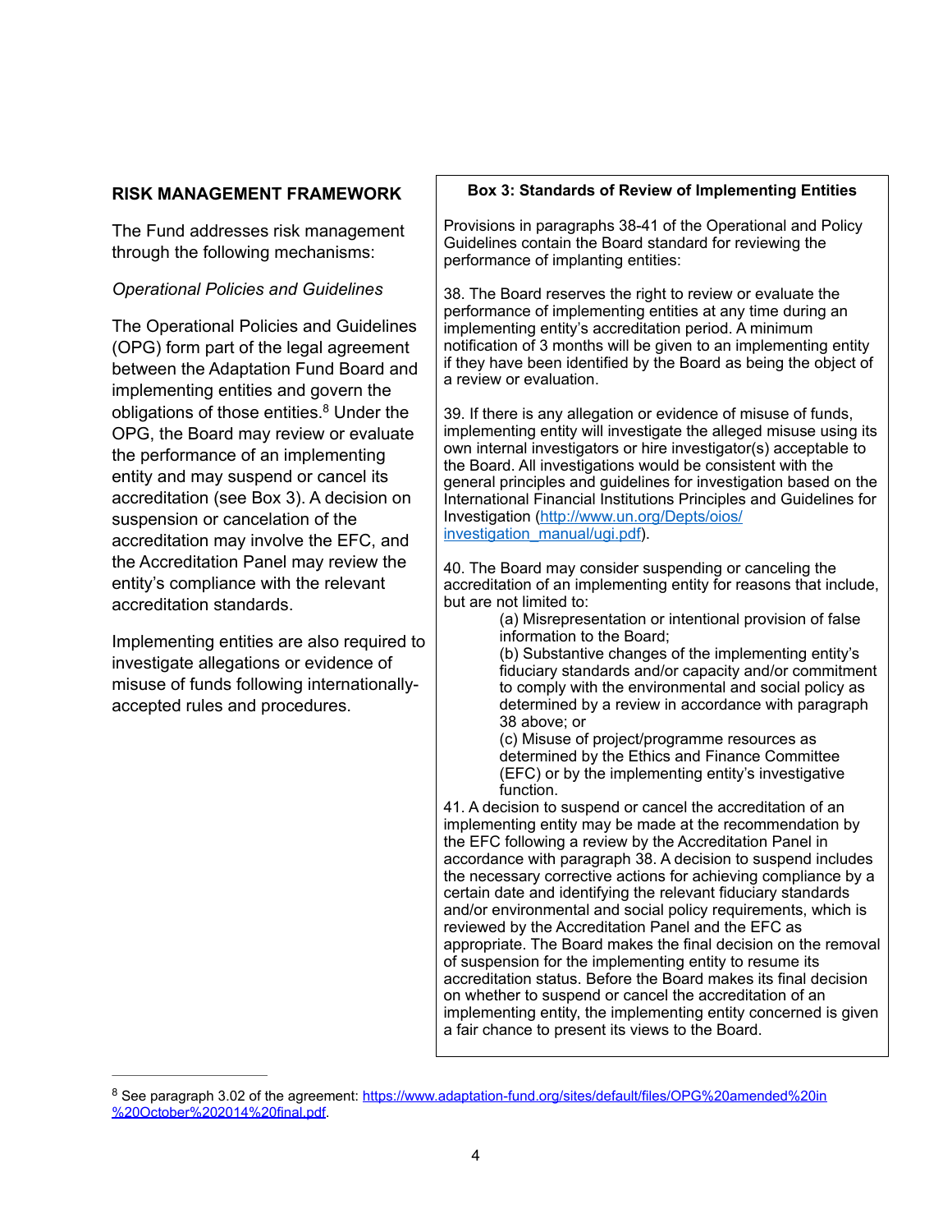## RISK MANAGEMENT FRAMEWORK

The Fund addresses risk management through the following mechanisms:

*Operational Policies and Guidelines*

The Operational Policies and Guidelines (OPG) form part of the legal agreement between the Adaptation Fund Board and implementing entities and govern the obligations of those entities.[8] Under the OPG, the Board may review or evaluate the performance of an implementing entity and may suspend or cancel its accreditation (see Box 3). A decision on suspension or cancelation of the accreditation may involve the EFC, and the Accreditation Panel may review the entity's compliance with the relevant accreditation standards.

Implementing entities are also required to investigate allegations or evidence of misuse of funds following internationally-accepted rules and procedures.

> **Box 3: Standards of Review of Implementing Entities**
>
> Provisions in paragraphs 38-41 of the Operational and Policy Guidelines contain the Board standard for reviewing the performance of implanting entities:
>
> 38. The Board reserves the right to review or evaluate the performance of implementing entities at any time during an implementing entity's accreditation period. A minimum notification of 3 months will be given to an implementing entity if they have been identified by the Board as being the object of a review or evaluation.
>
> 39. If there is any allegation or evidence of misuse of funds, implementing entity will investigate the alleged misuse using its own internal investigators or hire investigator(s) acceptable to the Board. All investigations would be consistent with the general principles and guidelines for investigation based on the International Financial Institutions Principles and Guidelines for Investigation (http://www.un.org/Depts/oios/investigation_manual/ugi.pdf).
>
> 40. The Board may consider suspending or canceling the accreditation of an implementing entity for reasons that include, but are not limited to:
>
> (a) Misrepresentation or intentional provision of false information to the Board;
>
> (b) Substantive changes of the implementing entity's fiduciary standards and/or capacity and/or commitment to comply with the environmental and social policy as determined by a review in accordance with paragraph 38 above; or
>
> (c) Misuse of project/programme resources as determined by the Ethics and Finance Committee (EFC) or by the implementing entity's investigative function.
>
> 41. A decision to suspend or cancel the accreditation of an implementing entity may be made at the recommendation by the EFC following a review by the Accreditation Panel in accordance with paragraph 38. A decision to suspend includes the necessary corrective actions for achieving compliance by a certain date and identifying the relevant fiduciary standards and/or environmental and social policy requirements, which is reviewed by the Accreditation Panel and the EFC as appropriate. The Board makes the final decision on the removal of suspension for the implementing entity to resume its accreditation status. Before the Board makes its final decision on whether to suspend or cancel the accreditation of an implementing entity, the implementing entity concerned is given a fair chance to present its views to the Board.

---

[8] See paragraph 3.02 of the agreement: https://www.adaptation-fund.org/sites/default/files/OPG%20amended%20in%20October%202014%20final.pdf.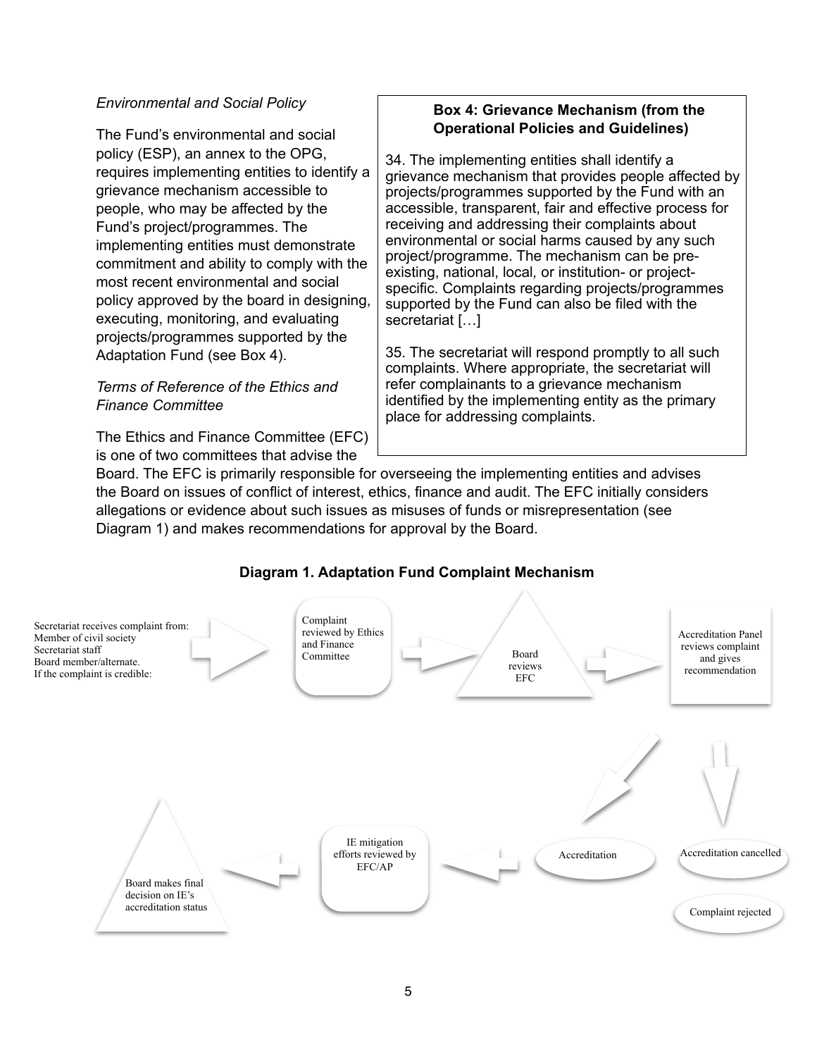*Environmental and Social Policy*

The Fund's environmental and social policy (ESP), an annex to the OPG, requires implementing entities to identify a grievance mechanism accessible to people, who may be affected by the Fund's project/programmes. The implementing entities must demonstrate commitment and ability to comply with the most recent environmental and social policy approved by the board in designing, executing, monitoring, and evaluating projects/programmes supported by the Adaptation Fund (see Box 4).

> **Box 4: Grievance Mechanism (from the Operational Policies and Guidelines)**
>
> 34. The implementing entities shall identify a grievance mechanism that provides people affected by projects/programmes supported by the Fund with an accessible, transparent, fair and effective process for receiving and addressing their complaints about environmental or social harms caused by any such project/programme. The mechanism can be pre-existing, national, local, or institution- or project-specific. Complaints regarding projects/programmes supported by the Fund can also be filed with the secretariat […]
>
> 35. The secretariat will respond promptly to all such complaints. Where appropriate, the secretariat will refer complainants to a grievance mechanism identified by the implementing entity as the primary place for addressing complaints.

*Terms of Reference of the Ethics and Finance Committee*

The Ethics and Finance Committee (EFC) is one of two committees that advise the Board. The EFC is primarily responsible for overseeing the implementing entities and advises the Board on issues of conflict of interest, ethics, finance and audit. The EFC initially considers allegations or evidence about such issues as misuses of funds or misrepresentation (see Diagram 1) and makes recommendations for approval by the Board.

**Diagram 1. Adaptation Fund Complaint Mechanism**

Secretariat receives complaint from:
Member of civil society
Secretariat staff
Board member/alternate.
If the complaint is credible:

→ Complaint reviewed by Ethics and Finance Committee

→ Board reviews EFC

→ Accreditation Panel reviews complaint and gives recommendation

→ Accreditation / Accreditation cancelled / Complaint rejected

Accreditation → IE mitigation efforts reviewed by EFC/AP

→ Board makes final decision on IE's accreditation status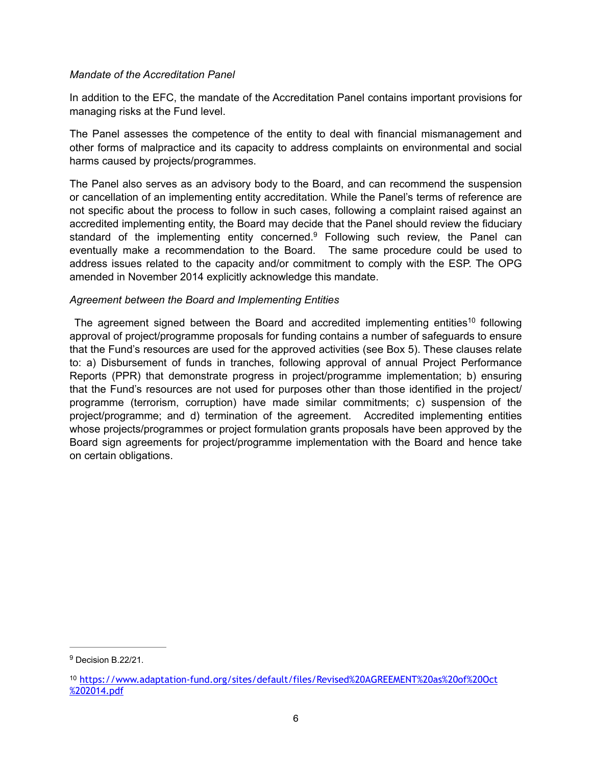*Mandate of the Accreditation Panel*

In addition to the EFC, the mandate of the Accreditation Panel contains important provisions for managing risks at the Fund level.

The Panel assesses the competence of the entity to deal with financial mismanagement and other forms of malpractice and its capacity to address complaints on environmental and social harms caused by projects/programmes.

The Panel also serves as an advisory body to the Board, and can recommend the suspension or cancellation of an implementing entity accreditation. While the Panel's terms of reference are not specific about the process to follow in such cases, following a complaint raised against an accredited implementing entity, the Board may decide that the Panel should review the fiduciary standard of the implementing entity concerned.[9] Following such review, the Panel can eventually make a recommendation to the Board. The same procedure could be used to address issues related to the capacity and/or commitment to comply with the ESP. The OPG amended in November 2014 explicitly acknowledge this mandate.

*Agreement between the Board and Implementing Entities*

The agreement signed between the Board and accredited implementing entities[10] following approval of project/programme proposals for funding contains a number of safeguards to ensure that the Fund's resources are used for the approved activities (see Box 5). These clauses relate to: a) Disbursement of funds in tranches, following approval of annual Project Performance Reports (PPR) that demonstrate progress in project/programme implementation; b) ensuring that the Fund's resources are not used for purposes other than those identified in the project/programme (terrorism, corruption) have made similar commitments; c) suspension of the project/programme; and d) termination of the agreement. Accredited implementing entities whose projects/programmes or project formulation grants proposals have been approved by the Board sign agreements for project/programme implementation with the Board and hence take on certain obligations.

---

[9] Decision B.22/21.

[10] https://www.adaptation-fund.org/sites/default/files/Revised%20AGREEMENT%20as%20of%20Oct%202014.pdf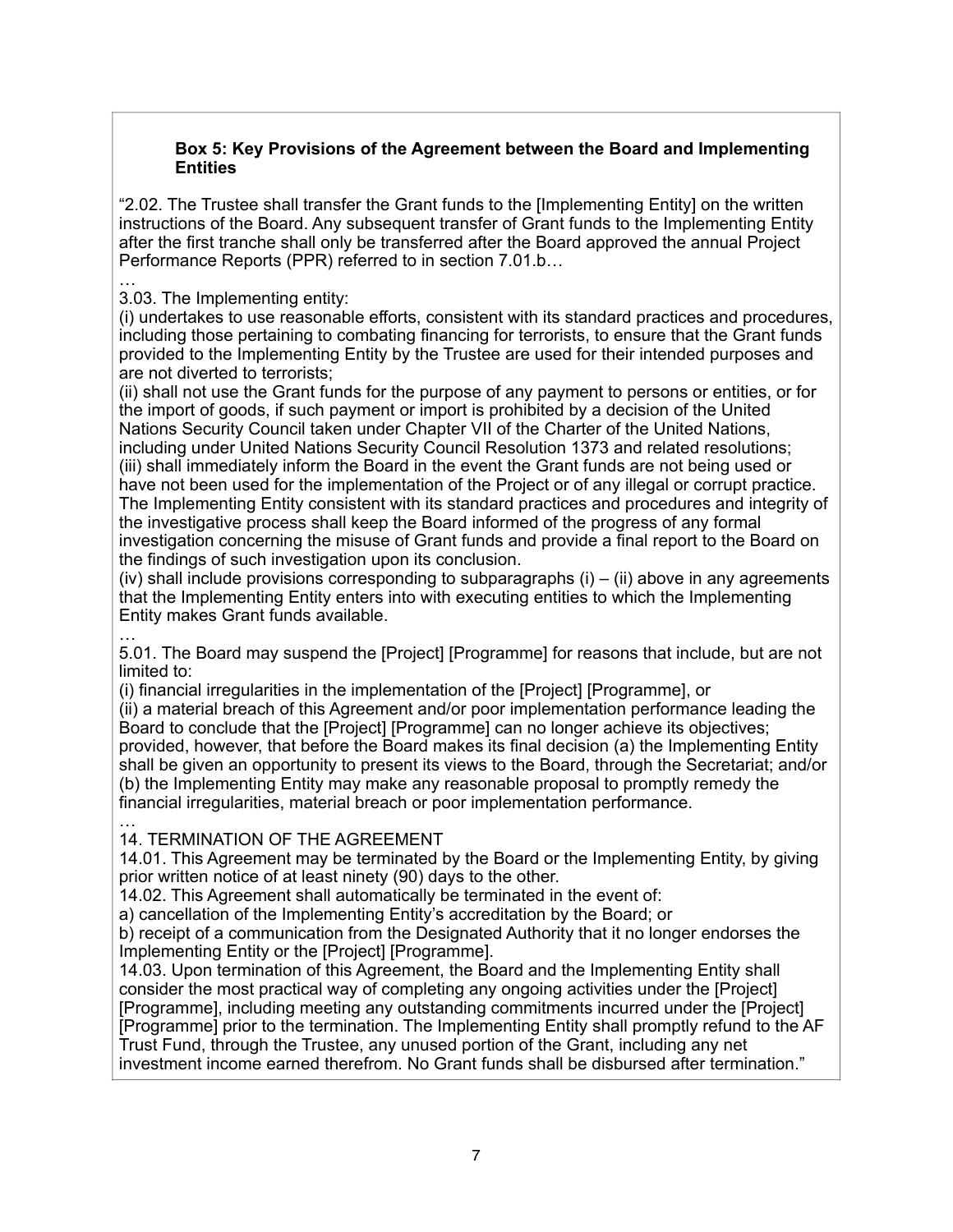**Box 5: Key Provisions of the Agreement between the Board and Implementing Entities**

"2.02. The Trustee shall transfer the Grant funds to the [Implementing Entity] on the written instructions of the Board. Any subsequent transfer of Grant funds to the Implementing Entity after the first tranche shall only be transferred after the Board approved the annual Project Performance Reports (PPR) referred to in section 7.01.b…

…

3.03. The Implementing entity:

(i) undertakes to use reasonable efforts, consistent with its standard practices and procedures, including those pertaining to combating financing for terrorists, to ensure that the Grant funds provided to the Implementing Entity by the Trustee are used for their intended purposes and are not diverted to terrorists;

(ii) shall not use the Grant funds for the purpose of any payment to persons or entities, or for the import of goods, if such payment or import is prohibited by a decision of the United Nations Security Council taken under Chapter VII of the Charter of the United Nations, including under United Nations Security Council Resolution 1373 and related resolutions;

(iii) shall immediately inform the Board in the event the Grant funds are not being used or have not been used for the implementation of the Project or of any illegal or corrupt practice. The Implementing Entity consistent with its standard practices and procedures and integrity of the investigative process shall keep the Board informed of the progress of any formal investigation concerning the misuse of Grant funds and provide a final report to the Board on the findings of such investigation upon its conclusion.

(iv) shall include provisions corresponding to subparagraphs (i) – (ii) above in any agreements that the Implementing Entity enters into with executing entities to which the Implementing Entity makes Grant funds available.

…

5.01. The Board may suspend the [Project] [Programme] for reasons that include, but are not limited to:

(i) financial irregularities in the implementation of the [Project] [Programme], or

(ii) a material breach of this Agreement and/or poor implementation performance leading the Board to conclude that the [Project] [Programme] can no longer achieve its objectives; provided, however, that before the Board makes its final decision (a) the Implementing Entity shall be given an opportunity to present its views to the Board, through the Secretariat; and/or (b) the Implementing Entity may make any reasonable proposal to promptly remedy the financial irregularities, material breach or poor implementation performance.

…

14. TERMINATION OF THE AGREEMENT

14.01. This Agreement may be terminated by the Board or the Implementing Entity, by giving prior written notice of at least ninety (90) days to the other.

14.02. This Agreement shall automatically be terminated in the event of:

a) cancellation of the Implementing Entity's accreditation by the Board; or

b) receipt of a communication from the Designated Authority that it no longer endorses the Implementing Entity or the [Project] [Programme].

14.03. Upon termination of this Agreement, the Board and the Implementing Entity shall consider the most practical way of completing any ongoing activities under the [Project] [Programme], including meeting any outstanding commitments incurred under the [Project] [Programme] prior to the termination. The Implementing Entity shall promptly refund to the AF Trust Fund, through the Trustee, any unused portion of the Grant, including any net investment income earned therefrom. No Grant funds shall be disbursed after termination."